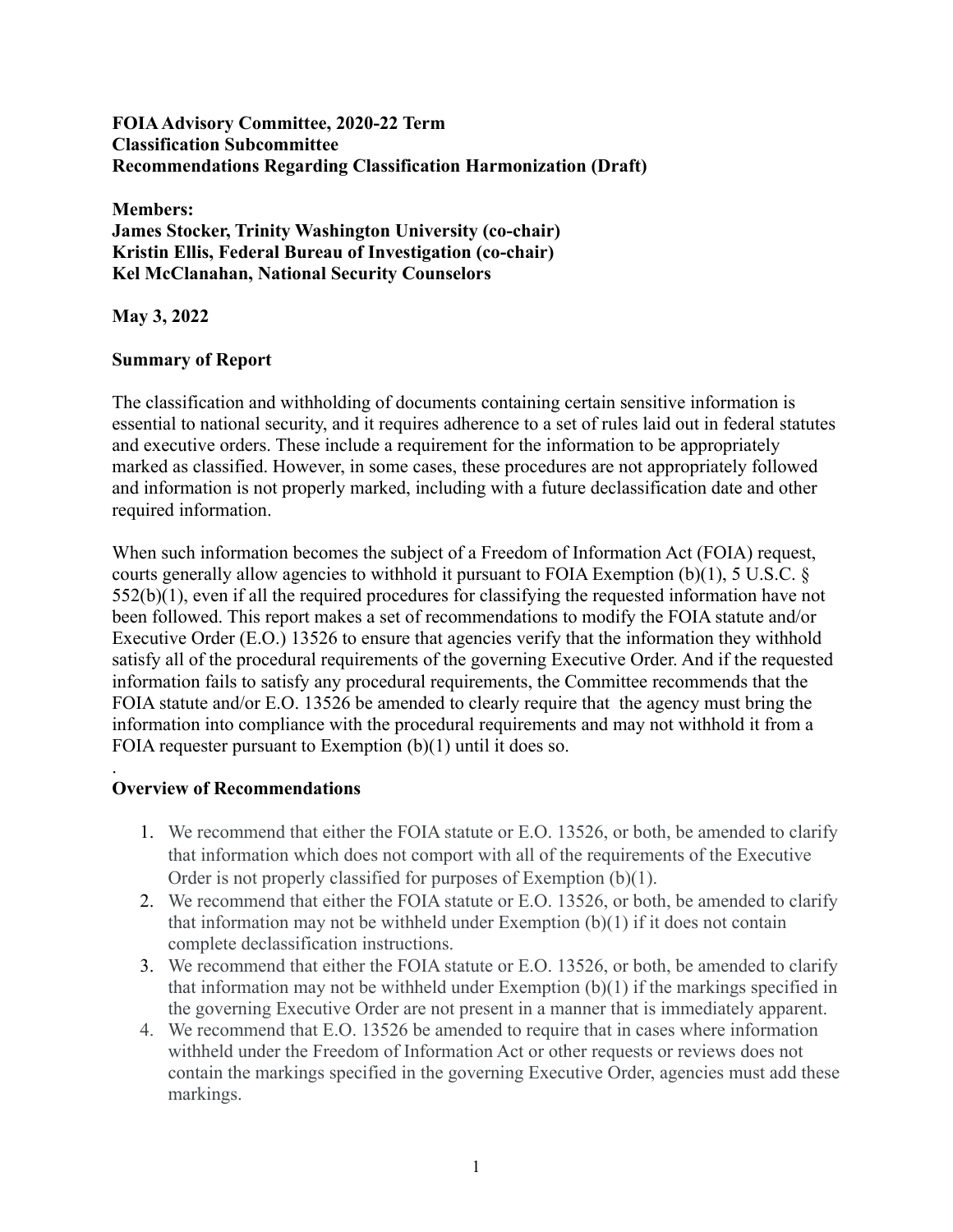**FOIA Advisory Committee, 2020-22 Term**
**Classification Subcommittee**
**Recommendations Regarding Classification Harmonization (Draft)**

**Members:**
**James Stocker, Trinity Washington University (co-chair)**
**Kristin Ellis, Federal Bureau of Investigation (co-chair)**
**Kel McClanahan, National Security Counselors**

**May 3, 2022**

## Summary of Report

The classification and withholding of documents containing certain sensitive information is essential to national security, and it requires adherence to a set of rules laid out in federal statutes and executive orders. These include a requirement for the information to be appropriately marked as classified. However, in some cases, these procedures are not appropriately followed and information is not properly marked, including with a future declassification date and other required information.

When such information becomes the subject of a Freedom of Information Act (FOIA) request, courts generally allow agencies to withhold it pursuant to FOIA Exemption (b)(1), 5 U.S.C. § 552(b)(1), even if all the required procedures for classifying the requested information have not been followed. This report makes a set of recommendations to modify the FOIA statute and/or Executive Order (E.O.) 13526 to ensure that agencies verify that the information they withhold satisfy all of the procedural requirements of the governing Executive Order. And if the requested information fails to satisfy any procedural requirements, the Committee recommends that the FOIA statute and/or E.O. 13526 be amended to clearly require that the agency must bring the information into compliance with the procedural requirements and may not withhold it from a FOIA requester pursuant to Exemption (b)(1) until it does so.

.

## Overview of Recommendations

1. We recommend that either the FOIA statute or E.O. 13526, or both, be amended to clarify that information which does not comport with all of the requirements of the Executive Order is not properly classified for purposes of Exemption (b)(1).
2. We recommend that either the FOIA statute or E.O. 13526, or both, be amended to clarify that information may not be withheld under Exemption (b)(1) if it does not contain complete declassification instructions.
3. We recommend that either the FOIA statute or E.O. 13526, or both, be amended to clarify that information may not be withheld under Exemption (b)(1) if the markings specified in the governing Executive Order are not present in a manner that is immediately apparent.
4. We recommend that E.O. 13526 be amended to require that in cases where information withheld under the Freedom of Information Act or other requests or reviews does not contain the markings specified in the governing Executive Order, agencies must add these markings.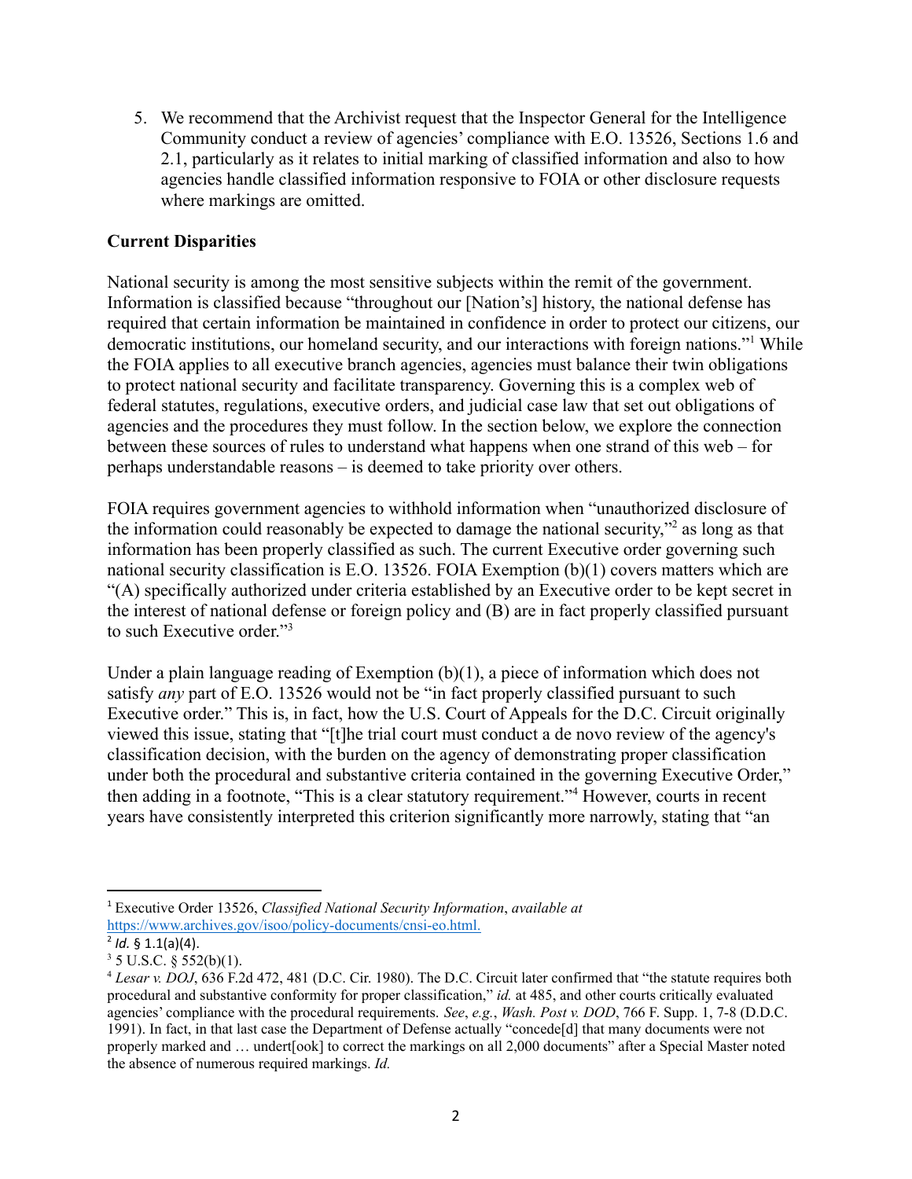5. We recommend that the Archivist request that the Inspector General for the Intelligence Community conduct a review of agencies' compliance with E.O. 13526, Sections 1.6 and 2.1, particularly as it relates to initial marking of classified information and also to how agencies handle classified information responsive to FOIA or other disclosure requests where markings are omitted.

**Current Disparities**

National security is among the most sensitive subjects within the remit of the government. Information is classified because "throughout our [Nation's] history, the national defense has required that certain information be maintained in confidence in order to protect our citizens, our democratic institutions, our homeland security, and our interactions with foreign nations."[1] While the FOIA applies to all executive branch agencies, agencies must balance their twin obligations to protect national security and facilitate transparency. Governing this is a complex web of federal statutes, regulations, executive orders, and judicial case law that set out obligations of agencies and the procedures they must follow. In the section below, we explore the connection between these sources of rules to understand what happens when one strand of this web – for perhaps understandable reasons – is deemed to take priority over others.

FOIA requires government agencies to withhold information when "unauthorized disclosure of the information could reasonably be expected to damage the national security,"[2] as long as that information has been properly classified as such. The current Executive order governing such national security classification is E.O. 13526. FOIA Exemption (b)(1) covers matters which are "(A) specifically authorized under criteria established by an Executive order to be kept secret in the interest of national defense or foreign policy and (B) are in fact properly classified pursuant to such Executive order."[3]

Under a plain language reading of Exemption (b)(1), a piece of information which does not satisfy *any* part of E.O. 13526 would not be "in fact properly classified pursuant to such Executive order." This is, in fact, how the U.S. Court of Appeals for the D.C. Circuit originally viewed this issue, stating that "[t]he trial court must conduct a de novo review of the agency's classification decision, with the burden on the agency of demonstrating proper classification under both the procedural and substantive criteria contained in the governing Executive Order," then adding in a footnote, "This is a clear statutory requirement."[4] However, courts in recent years have consistently interpreted this criterion significantly more narrowly, stating that "an

---

[1] Executive Order 13526, *Classified National Security Information*, *available at* https://www.archives.gov/isoo/policy-documents/cnsi-eo.html.

[2] *Id.* § 1.1(a)(4).

[3] 5 U.S.C. § 552(b)(1).

[4] *Lesar v. DOJ*, 636 F.2d 472, 481 (D.C. Cir. 1980). The D.C. Circuit later confirmed that "the statute requires both procedural and substantive conformity for proper classification," *id.* at 485, and other courts critically evaluated agencies' compliance with the procedural requirements. *See*, *e.g.*, *Wash. Post v. DOD*, 766 F. Supp. 1, 7-8 (D.D.C. 1991). In fact, in that last case the Department of Defense actually "concede[d] that many documents were not properly marked and … undert[ook] to correct the markings on all 2,000 documents" after a Special Master noted the absence of numerous required markings. *Id.*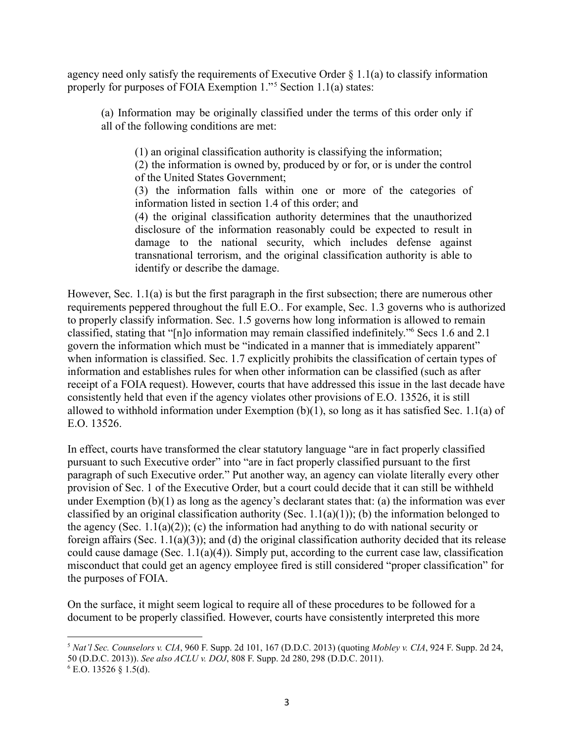agency need only satisfy the requirements of Executive Order § 1.1(a) to classify information properly for purposes of FOIA Exemption 1."[5] Section 1.1(a) states:

> (a) Information may be originally classified under the terms of this order only if all of the following conditions are met:
>
> > (1) an original classification authority is classifying the information;
> > (2) the information is owned by, produced by or for, or is under the control of the United States Government;
> > (3) the information falls within one or more of the categories of information listed in section 1.4 of this order; and
> > (4) the original classification authority determines that the unauthorized disclosure of the information reasonably could be expected to result in damage to the national security, which includes defense against transnational terrorism, and the original classification authority is able to identify or describe the damage.

However, Sec. 1.1(a) is but the first paragraph in the first subsection; there are numerous other requirements peppered throughout the full E.O.. For example, Sec. 1.3 governs who is authorized to properly classify information. Sec. 1.5 governs how long information is allowed to remain classified, stating that "[n]o information may remain classified indefinitely."[6] Secs 1.6 and 2.1 govern the information which must be "indicated in a manner that is immediately apparent" when information is classified. Sec. 1.7 explicitly prohibits the classification of certain types of information and establishes rules for when other information can be classified (such as after receipt of a FOIA request). However, courts that have addressed this issue in the last decade have consistently held that even if the agency violates other provisions of E.O. 13526, it is still allowed to withhold information under Exemption (b)(1), so long as it has satisfied Sec. 1.1(a) of E.O. 13526.

In effect, courts have transformed the clear statutory language "are in fact properly classified pursuant to such Executive order" into "are in fact properly classified pursuant to the first paragraph of such Executive order." Put another way, an agency can violate literally every other provision of Sec. 1 of the Executive Order, but a court could decide that it can still be withheld under Exemption (b)(1) as long as the agency's declarant states that: (a) the information was ever classified by an original classification authority (Sec. 1.1(a)(1)); (b) the information belonged to the agency (Sec. 1.1(a)(2)); (c) the information had anything to do with national security or foreign affairs (Sec. 1.1(a)(3)); and (d) the original classification authority decided that its release could cause damage (Sec. 1.1(a)(4)). Simply put, according to the current case law, classification misconduct that could get an agency employee fired is still considered "proper classification" for the purposes of FOIA.

On the surface, it might seem logical to require all of these procedures to be followed for a document to be properly classified. However, courts have consistently interpreted this more

---

[5] *Nat'l Sec. Counselors v. CIA*, 960 F. Supp. 2d 101, 167 (D.D.C. 2013) (quoting *Mobley v. CIA*, 924 F. Supp. 2d 24, 50 (D.D.C. 2013)). *See also ACLU v. DOJ*, 808 F. Supp. 2d 280, 298 (D.D.C. 2011).

[6] E.O. 13526 § 1.5(d).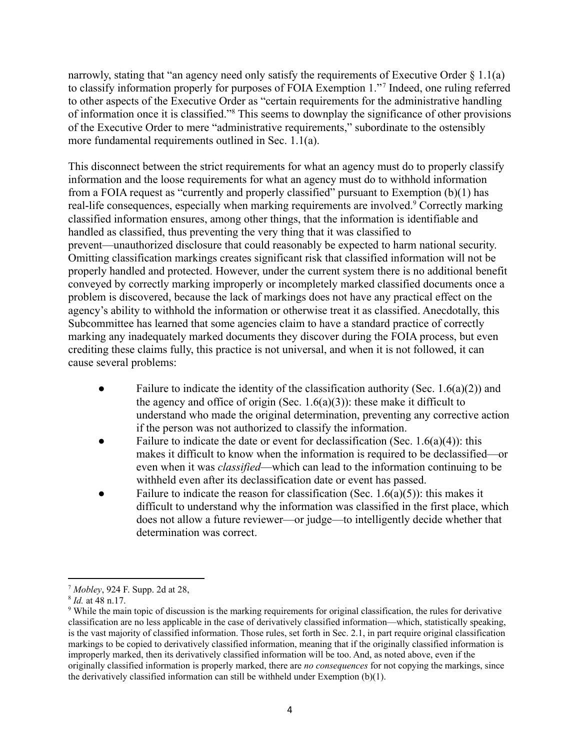narrowly, stating that "an agency need only satisfy the requirements of Executive Order § 1.1(a) to classify information properly for purposes of FOIA Exemption 1."[7] Indeed, one ruling referred to other aspects of the Executive Order as "certain requirements for the administrative handling of information once it is classified."[8] This seems to downplay the significance of other provisions of the Executive Order to mere "administrative requirements," subordinate to the ostensibly more fundamental requirements outlined in Sec. 1.1(a).

This disconnect between the strict requirements for what an agency must do to properly classify information and the loose requirements for what an agency must do to withhold information from a FOIA request as "currently and properly classified" pursuant to Exemption (b)(1) has real-life consequences, especially when marking requirements are involved.[9] Correctly marking classified information ensures, among other things, that the information is identifiable and handled as classified, thus preventing the very thing that it was classified to prevent—unauthorized disclosure that could reasonably be expected to harm national security. Omitting classification markings creates significant risk that classified information will not be properly handled and protected. However, under the current system there is no additional benefit conveyed by correctly marking improperly or incompletely marked classified documents once a problem is discovered, because the lack of markings does not have any practical effect on the agency's ability to withhold the information or otherwise treat it as classified. Anecdotally, this Subcommittee has learned that some agencies claim to have a standard practice of correctly marking any inadequately marked documents they discover during the FOIA process, but even crediting these claims fully, this practice is not universal, and when it is not followed, it can cause several problems:

- Failure to indicate the identity of the classification authority (Sec. 1.6(a)(2)) and the agency and office of origin (Sec. 1.6(a)(3)): these make it difficult to understand who made the original determination, preventing any corrective action if the person was not authorized to classify the information.
- Failure to indicate the date or event for declassification (Sec. 1.6(a)(4)): this makes it difficult to know when the information is required to be declassified—or even when it was *classified*—which can lead to the information continuing to be withheld even after its declassification date or event has passed.
- Failure to indicate the reason for classification (Sec. 1.6(a)(5)): this makes it difficult to understand why the information was classified in the first place, which does not allow a future reviewer—or judge—to intelligently decide whether that determination was correct.

---

[7] *Mobley*, 924 F. Supp. 2d at 28,

[8] *Id.* at 48 n.17.

[9] While the main topic of discussion is the marking requirements for original classification, the rules for derivative classification are no less applicable in the case of derivatively classified information—which, statistically speaking, is the vast majority of classified information. Those rules, set forth in Sec. 2.1, in part require original classification markings to be copied to derivatively classified information, meaning that if the originally classified information is improperly marked, then its derivatively classified information will be too. And, as noted above, even if the originally classified information is properly marked, there are *no consequences* for not copying the markings, since the derivatively classified information can still be withheld under Exemption (b)(1).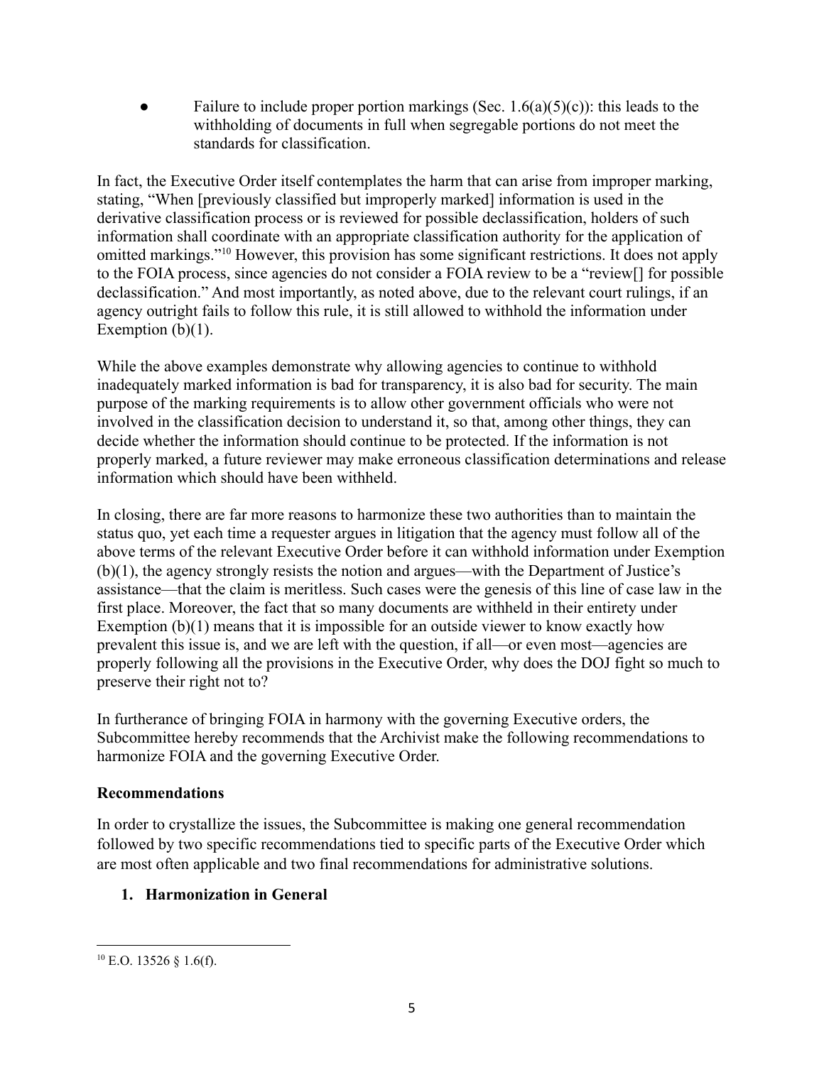- Failure to include proper portion markings (Sec. 1.6(a)(5)(c)): this leads to the withholding of documents in full when segregable portions do not meet the standards for classification.

In fact, the Executive Order itself contemplates the harm that can arise from improper marking, stating, "When [previously classified but improperly marked] information is used in the derivative classification process or is reviewed for possible declassification, holders of such information shall coordinate with an appropriate classification authority for the application of omitted markings."[10] However, this provision has some significant restrictions. It does not apply to the FOIA process, since agencies do not consider a FOIA review to be a "review[] for possible declassification." And most importantly, as noted above, due to the relevant court rulings, if an agency outright fails to follow this rule, it is still allowed to withhold the information under Exemption (b)(1).

While the above examples demonstrate why allowing agencies to continue to withhold inadequately marked information is bad for transparency, it is also bad for security. The main purpose of the marking requirements is to allow other government officials who were not involved in the classification decision to understand it, so that, among other things, they can decide whether the information should continue to be protected. If the information is not properly marked, a future reviewer may make erroneous classification determinations and release information which should have been withheld.

In closing, there are far more reasons to harmonize these two authorities than to maintain the status quo, yet each time a requester argues in litigation that the agency must follow all of the above terms of the relevant Executive Order before it can withhold information under Exemption (b)(1), the agency strongly resists the notion and argues—with the Department of Justice's assistance—that the claim is meritless. Such cases were the genesis of this line of case law in the first place. Moreover, the fact that so many documents are withheld in their entirety under Exemption (b)(1) means that it is impossible for an outside viewer to know exactly how prevalent this issue is, and we are left with the question, if all—or even most—agencies are properly following all the provisions in the Executive Order, why does the DOJ fight so much to preserve their right not to?

In furtherance of bringing FOIA in harmony with the governing Executive orders, the Subcommittee hereby recommends that the Archivist make the following recommendations to harmonize FOIA and the governing Executive Order.

**Recommendations**

In order to crystallize the issues, the Subcommittee is making one general recommendation followed by two specific recommendations tied to specific parts of the Executive Order which are most often applicable and two final recommendations for administrative solutions.

1. **Harmonization in General**

---

[10] E.O. 13526 § 1.6(f).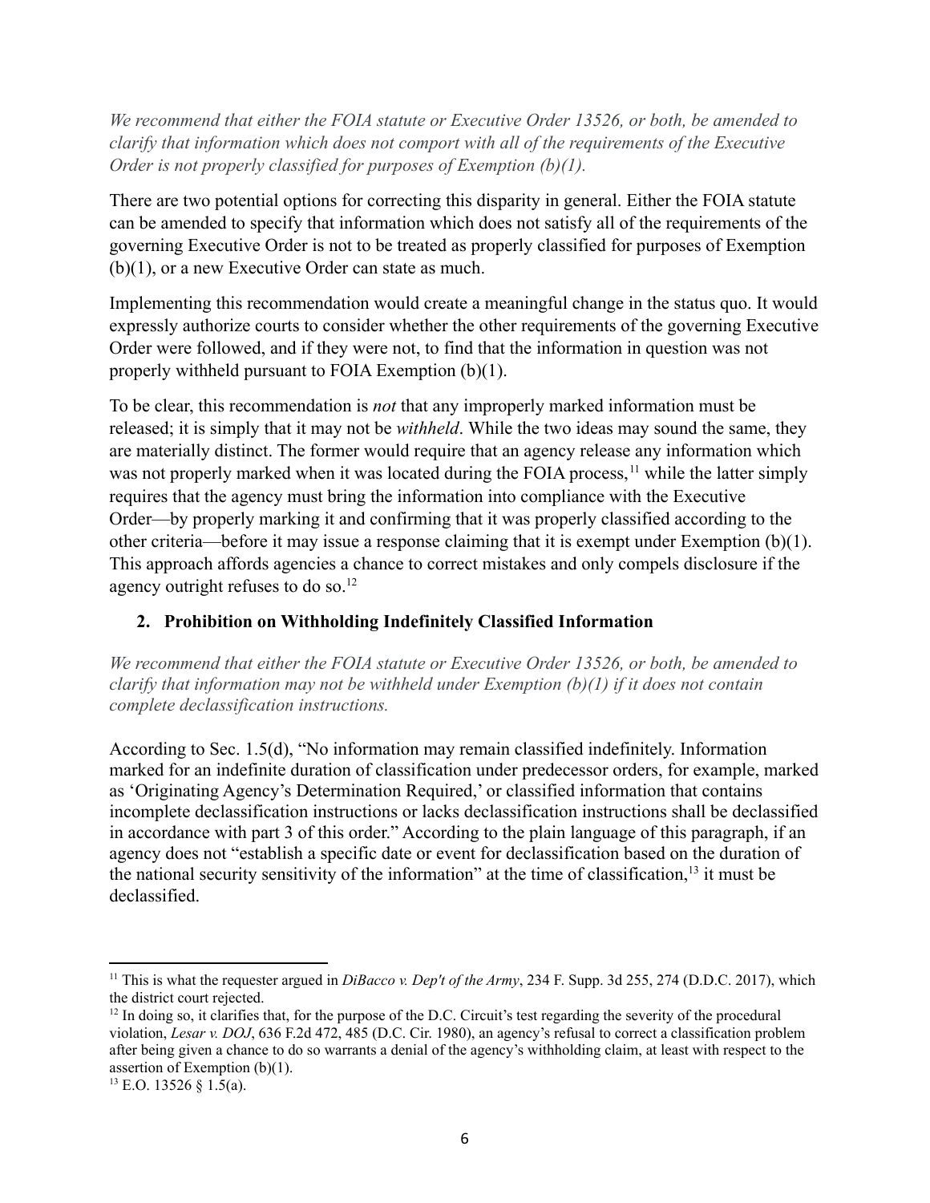*We recommend that either the FOIA statute or Executive Order 13526, or both, be amended to clarify that information which does not comport with all of the requirements of the Executive Order is not properly classified for purposes of Exemption (b)(1).*

There are two potential options for correcting this disparity in general. Either the FOIA statute can be amended to specify that information which does not satisfy all of the requirements of the governing Executive Order is not to be treated as properly classified for purposes of Exemption (b)(1), or a new Executive Order can state as much.

Implementing this recommendation would create a meaningful change in the status quo. It would expressly authorize courts to consider whether the other requirements of the governing Executive Order were followed, and if they were not, to find that the information in question was not properly withheld pursuant to FOIA Exemption (b)(1).

To be clear, this recommendation is *not* that any improperly marked information must be released; it is simply that it may not be *withheld*. While the two ideas may sound the same, they are materially distinct. The former would require that an agency release any information which was not properly marked when it was located during the FOIA process,[11] while the latter simply requires that the agency must bring the information into compliance with the Executive Order—by properly marking it and confirming that it was properly classified according to the other criteria—before it may issue a response claiming that it is exempt under Exemption (b)(1). This approach affords agencies a chance to correct mistakes and only compels disclosure if the agency outright refuses to do so.[12]

### 2. Prohibition on Withholding Indefinitely Classified Information

*We recommend that either the FOIA statute or Executive Order 13526, or both, be amended to clarify that information may not be withheld under Exemption (b)(1) if it does not contain complete declassification instructions.*

According to Sec. 1.5(d), "No information may remain classified indefinitely. Information marked for an indefinite duration of classification under predecessor orders, for example, marked as 'Originating Agency's Determination Required,' or classified information that contains incomplete declassification instructions or lacks declassification instructions shall be declassified in accordance with part 3 of this order." According to the plain language of this paragraph, if an agency does not "establish a specific date or event for declassification based on the duration of the national security sensitivity of the information" at the time of classification,[13] it must be declassified.

---

[11] This is what the requester argued in *DiBacco v. Dep't of the Army*, 234 F. Supp. 3d 255, 274 (D.D.C. 2017), which the district court rejected.

[12] In doing so, it clarifies that, for the purpose of the D.C. Circuit's test regarding the severity of the procedural violation, *Lesar v. DOJ*, 636 F.2d 472, 485 (D.C. Cir. 1980), an agency's refusal to correct a classification problem after being given a chance to do so warrants a denial of the agency's withholding claim, at least with respect to the assertion of Exemption (b)(1).

[13] E.O. 13526 § 1.5(a).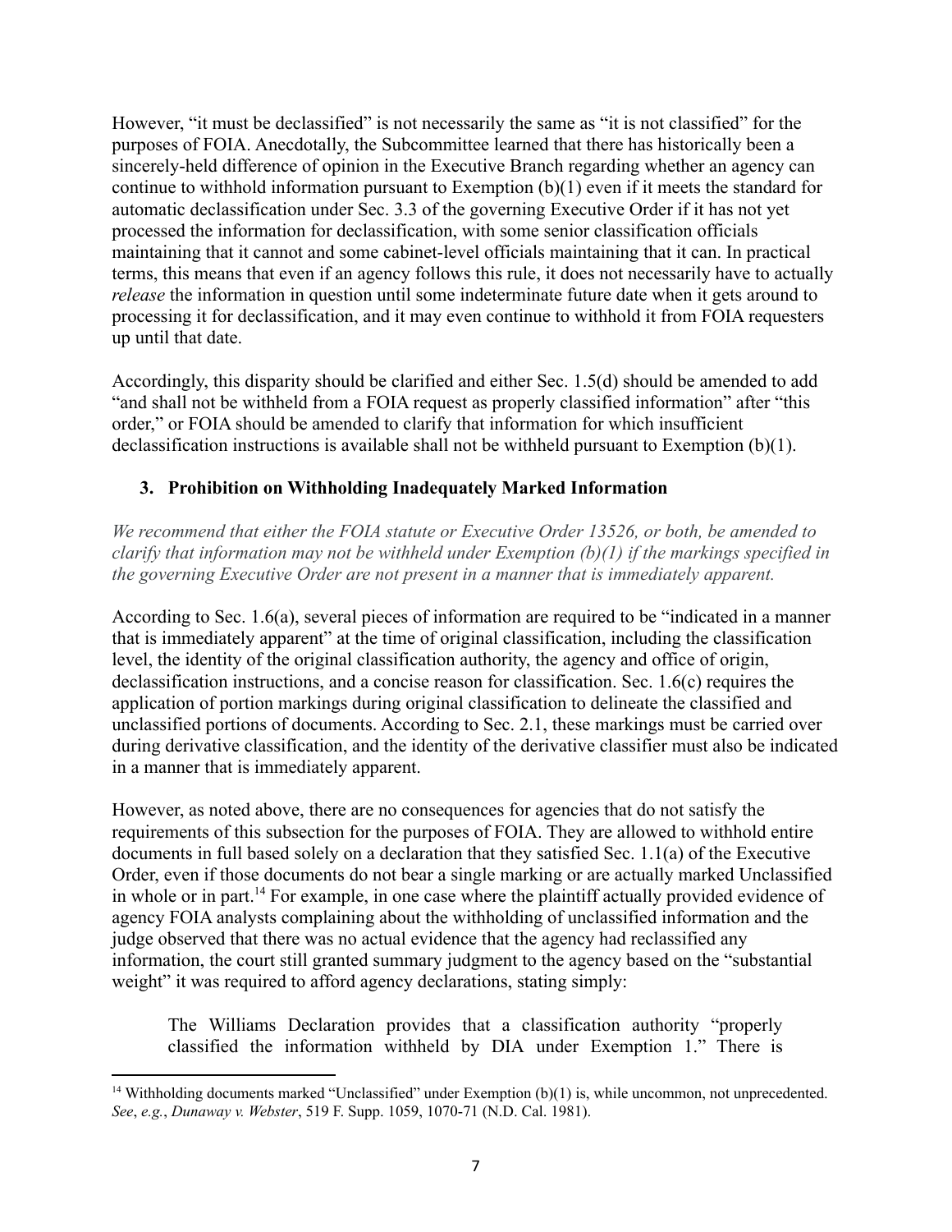However, "it must be declassified" is not necessarily the same as "it is not classified" for the purposes of FOIA. Anecdotally, the Subcommittee learned that there has historically been a sincerely-held difference of opinion in the Executive Branch regarding whether an agency can continue to withhold information pursuant to Exemption (b)(1) even if it meets the standard for automatic declassification under Sec. 3.3 of the governing Executive Order if it has not yet processed the information for declassification, with some senior classification officials maintaining that it cannot and some cabinet-level officials maintaining that it can. In practical terms, this means that even if an agency follows this rule, it does not necessarily have to actually *release* the information in question until some indeterminate future date when it gets around to processing it for declassification, and it may even continue to withhold it from FOIA requesters up until that date.

Accordingly, this disparity should be clarified and either Sec. 1.5(d) should be amended to add "and shall not be withheld from a FOIA request as properly classified information" after "this order," or FOIA should be amended to clarify that information for which insufficient declassification instructions is available shall not be withheld pursuant to Exemption (b)(1).

### 3. Prohibition on Withholding Inadequately Marked Information

*We recommend that either the FOIA statute or Executive Order 13526, or both, be amended to clarify that information may not be withheld under Exemption (b)(1) if the markings specified in the governing Executive Order are not present in a manner that is immediately apparent.*

According to Sec. 1.6(a), several pieces of information are required to be "indicated in a manner that is immediately apparent" at the time of original classification, including the classification level, the identity of the original classification authority, the agency and office of origin, declassification instructions, and a concise reason for classification. Sec. 1.6(c) requires the application of portion markings during original classification to delineate the classified and unclassified portions of documents. According to Sec. 2.1, these markings must be carried over during derivative classification, and the identity of the derivative classifier must also be indicated in a manner that is immediately apparent.

However, as noted above, there are no consequences for agencies that do not satisfy the requirements of this subsection for the purposes of FOIA. They are allowed to withhold entire documents in full based solely on a declaration that they satisfied Sec. 1.1(a) of the Executive Order, even if those documents do not bear a single marking or are actually marked Unclassified in whole or in part.[14] For example, in one case where the plaintiff actually provided evidence of agency FOIA analysts complaining about the withholding of unclassified information and the judge observed that there was no actual evidence that the agency had reclassified any information, the court still granted summary judgment to the agency based on the "substantial weight" it was required to afford agency declarations, stating simply:

> The Williams Declaration provides that a classification authority "properly classified the information withheld by DIA under Exemption 1." There is

[14] Withholding documents marked "Unclassified" under Exemption (b)(1) is, while uncommon, not unprecedented. *See*, *e.g.*, *Dunaway v. Webster*, 519 F. Supp. 1059, 1070-71 (N.D. Cal. 1981).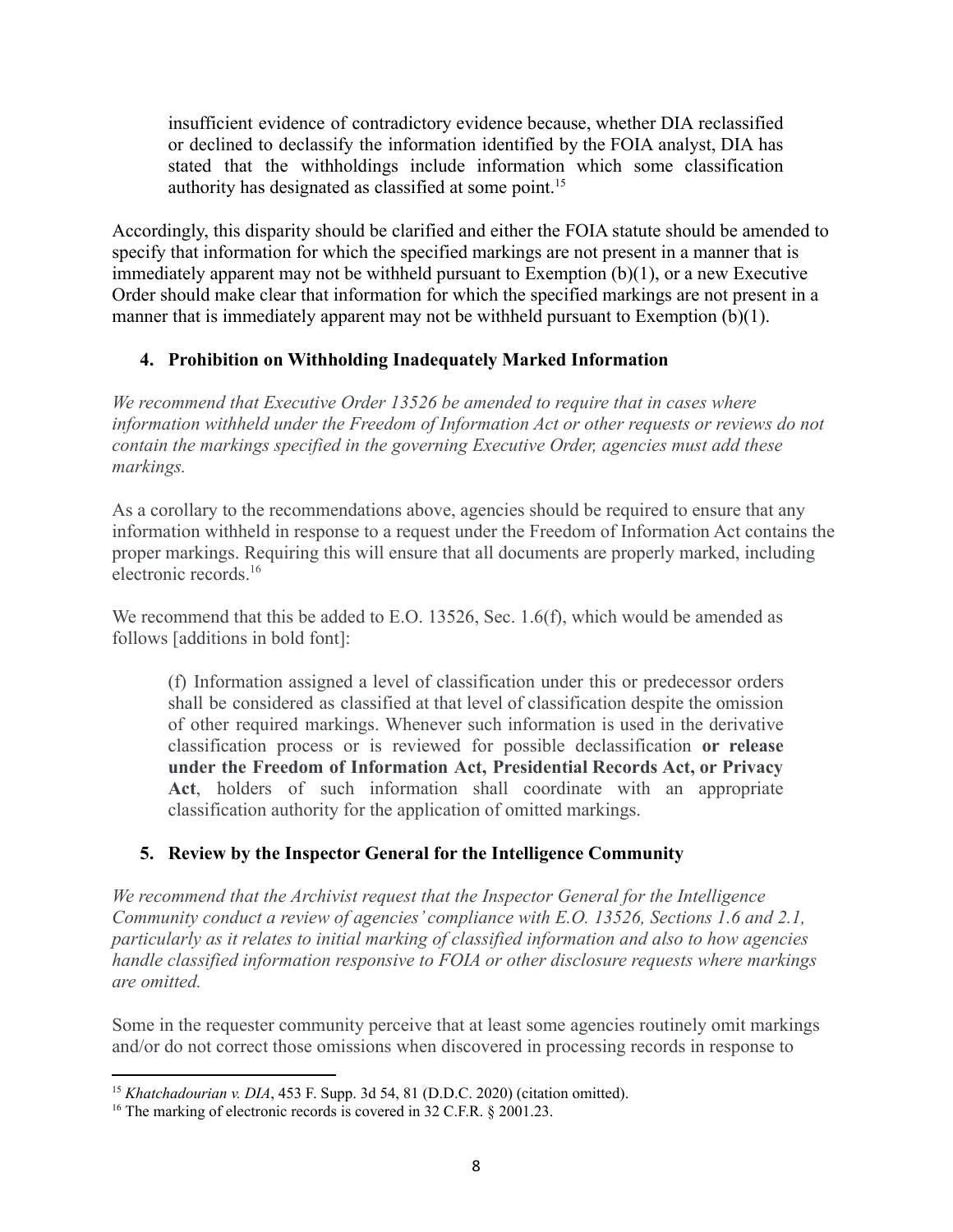> insufficient evidence of contradictory evidence because, whether DIA reclassified or declined to declassify the information identified by the FOIA analyst, DIA has stated that the withholdings include information which some classification authority has designated as classified at some point.[15]

Accordingly, this disparity should be clarified and either the FOIA statute should be amended to specify that information for which the specified markings are not present in a manner that is immediately apparent may not be withheld pursuant to Exemption (b)(1), or a new Executive Order should make clear that information for which the specified markings are not present in a manner that is immediately apparent may not be withheld pursuant to Exemption (b)(1).

## 4. Prohibition on Withholding Inadequately Marked Information

*We recommend that Executive Order 13526 be amended to require that in cases where information withheld under the Freedom of Information Act or other requests or reviews do not contain the markings specified in the governing Executive Order, agencies must add these markings.*

As a corollary to the recommendations above, agencies should be required to ensure that any information withheld in response to a request under the Freedom of Information Act contains the proper markings. Requiring this will ensure that all documents are properly marked, including electronic records.[16]

We recommend that this be added to E.O. 13526, Sec. 1.6(f), which would be amended as follows [additions in bold font]:

> (f) Information assigned a level of classification under this or predecessor orders shall be considered as classified at that level of classification despite the omission of other required markings. Whenever such information is used in the derivative classification process or is reviewed for possible declassification **or release under the Freedom of Information Act, Presidential Records Act, or Privacy Act**, holders of such information shall coordinate with an appropriate classification authority for the application of omitted markings.

## 5. Review by the Inspector General for the Intelligence Community

*We recommend that the Archivist request that the Inspector General for the Intelligence Community conduct a review of agencies' compliance with E.O. 13526, Sections 1.6 and 2.1, particularly as it relates to initial marking of classified information and also to how agencies handle classified information responsive to FOIA or other disclosure requests where markings are omitted.*

Some in the requester community perceive that at least some agencies routinely omit markings and/or do not correct those omissions when discovered in processing records in response to

---

[15] *Khatchadourian v. DIA*, 453 F. Supp. 3d 54, 81 (D.D.C. 2020) (citation omitted).

[16] The marking of electronic records is covered in 32 C.F.R. § 2001.23.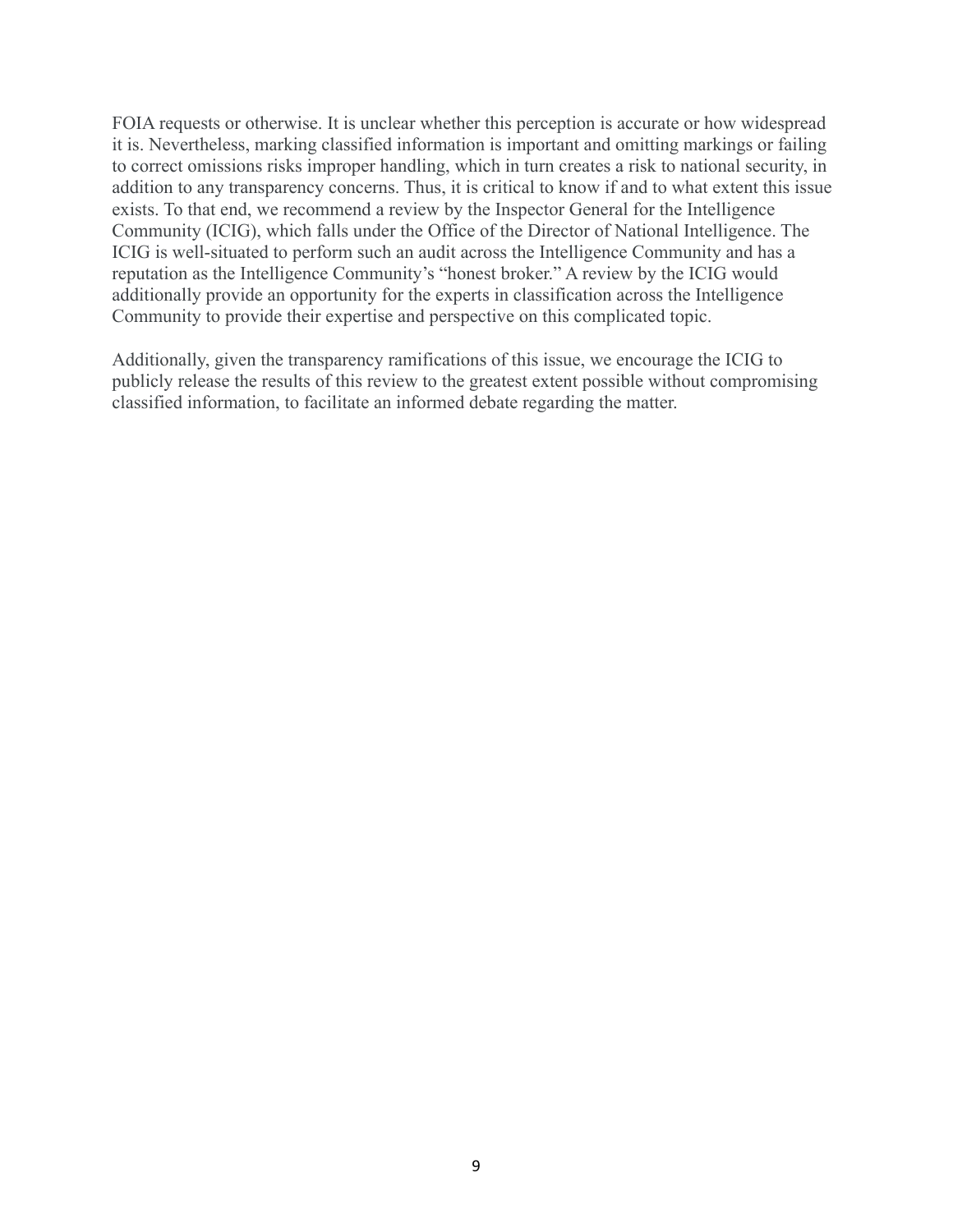FOIA requests or otherwise. It is unclear whether this perception is accurate or how widespread it is. Nevertheless, marking classified information is important and omitting markings or failing to correct omissions risks improper handling, which in turn creates a risk to national security, in addition to any transparency concerns. Thus, it is critical to know if and to what extent this issue exists. To that end, we recommend a review by the Inspector General for the Intelligence Community (ICIG), which falls under the Office of the Director of National Intelligence. The ICIG is well-situated to perform such an audit across the Intelligence Community and has a reputation as the Intelligence Community's "honest broker." A review by the ICIG would additionally provide an opportunity for the experts in classification across the Intelligence Community to provide their expertise and perspective on this complicated topic.

Additionally, given the transparency ramifications of this issue, we encourage the ICIG to publicly release the results of this review to the greatest extent possible without compromising classified information, to facilitate an informed debate regarding the matter.